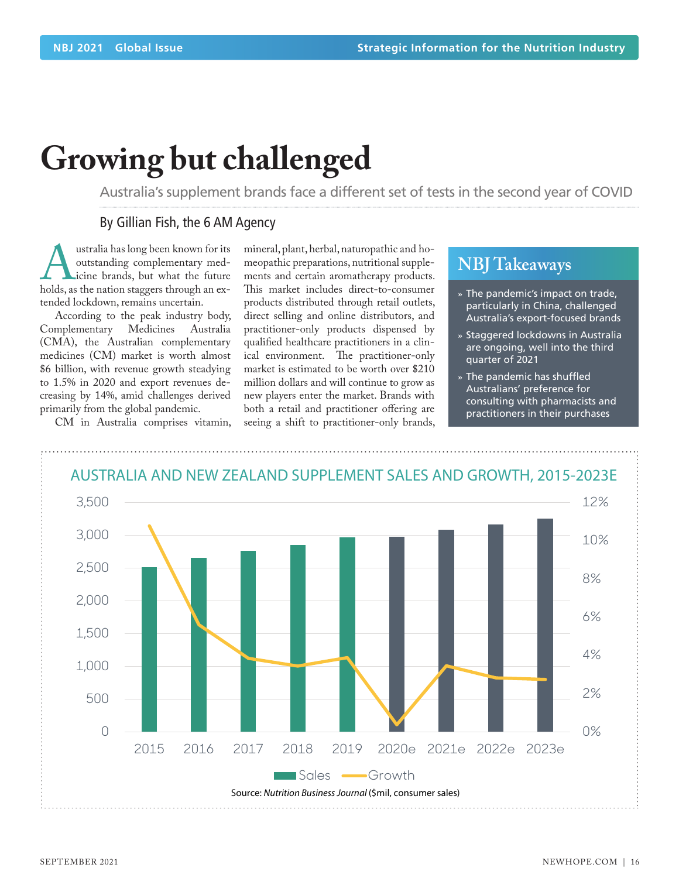# Growing but challenged

Australia's supplement brands face a different set of tests in the second year of COVID

By Gillian Fish, the 6 AM Agency

Australia has long been known for its outstanding complementary medicine brands, but what the future holds, as the nation staggers through an extended lockdown, remains uncertain.

According to the peak industry body, Complementary Medicines Australia (CMA), the Australian complementary medicines (CM) market is worth almost $6 billion, with revenue growth steadying to 1.5% in 2020 and export revenues decreasing by 14%, amid challenges derived primarily from the global pandemic.

CM in Australia comprises vitamin, mineral, plant, herbal, naturopathic and homeopathic preparations, nutritional supplements and certain aromatherapy products. This market includes direct-to-consumer products distributed through retail outlets, direct selling and online distributors, and practitioner-only products dispensed by qualified healthcare practitioners in a clinical environment. The practitioner-only market is estimated to be worth over $210 million dollars and will continue to grow as new players enter the market. Brands with both a retail and practitioner offering are seeing a shift to practitioner-only brands,

## NBJ Takeaways

- The pandemic's impact on trade, particularly in China, challenged Australia's export-focused brands
- Staggered lockdowns in Australia are ongoing, well into the third quarter of 2021
- The pandemic has shuffled Australians' preference for consulting with pharmacists and practitioners in their purchases

### AUSTRALIA AND NEW ZEALAND SUPPLEMENT SALES AND GROWTH, 2015-2023E

| Year | Sales (approx.) | Growth (approx.) |
|---|---|---|
| 2015 | 2,500 | 10.8% |
| 2016 | 2,650 | 5.6% |
| 2017 | 2,760 | 3.8% |
| 2018 | 2,850 | 3.4% |
| 2019 | 2,960 | 3.9% |
| 2020e | 2,970 | 0.4% |
| 2021e | 3,080 | 3.5% |
| 2022e | 3,160 | 2.8% |
| 2023e | 3,250 | 2.7% |

Source: *Nutrition Business Journal* ($mil, consumer sales)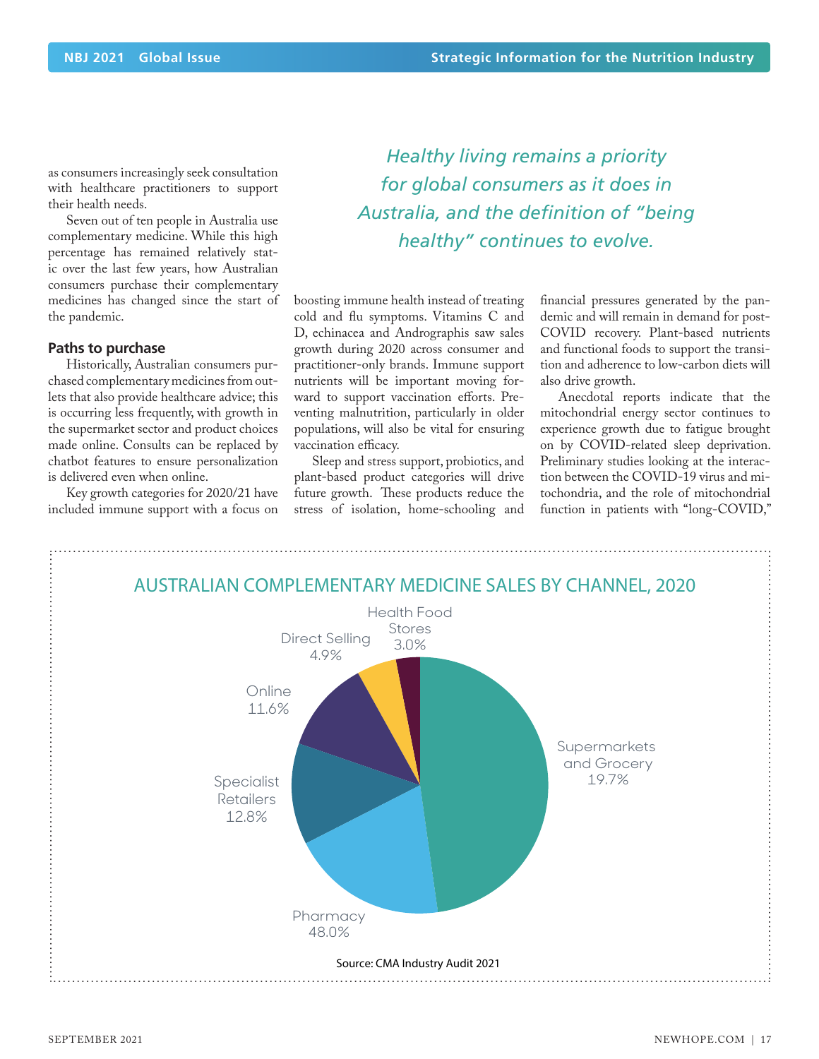as consumers increasingly seek consultation with healthcare practitioners to support their health needs.

Seven out of ten people in Australia use complementary medicine. While this high percentage has remained relatively static over the last few years, how Australian consumers purchase their complementary medicines has changed since the start of the pandemic.

### Paths to purchase

Historically, Australian consumers purchased complementary medicines from outlets that also provide healthcare advice; this is occurring less frequently, with growth in the supermarket sector and product choices made online. Consults can be replaced by chatbot features to ensure personalization is delivered even when online.

Key growth categories for 2020/21 have included immune support with a focus on boosting immune health instead of treating cold and flu symptoms. Vitamins C and D, echinacea and Andrographis saw sales growth during 2020 across consumer and practitioner-only brands. Immune support nutrients will be important moving forward to support vaccination efforts. Preventing malnutrition, particularly in older populations, will also be vital for ensuring vaccination efficacy.

> *Healthy living remains a priority for global consumers as it does in Australia, and the definition of "being healthy" continues to evolve.*

Sleep and stress support, probiotics, and plant-based product categories will drive future growth. These products reduce the stress of isolation, home-schooling and financial pressures generated by the pandemic and will remain in demand for post-COVID recovery. Plant-based nutrients and functional foods to support the transition and adherence to low-carbon diets will also drive growth.

Anecdotal reports indicate that the mitochondrial energy sector continues to experience growth due to fatigue brought on by COVID-related sleep deprivation. Preliminary studies looking at the interaction between the COVID-19 virus and mitochondria, and the role of mitochondrial function in patients with "long-COVID,"

## AUSTRALIAN COMPLEMENTARY MEDICINE SALES BY CHANNEL, 2020

| Channel | Share |
|---|---|
| Supermarkets and Grocery | 19.7% |
| Pharmacy | 48.0% |
| Specialist Retailers | 12.8% |
| Online | 11.6% |
| Direct Selling | 4.9% |
| Health Food Stores | 3.0% |

Source: CMA Industry Audit 2021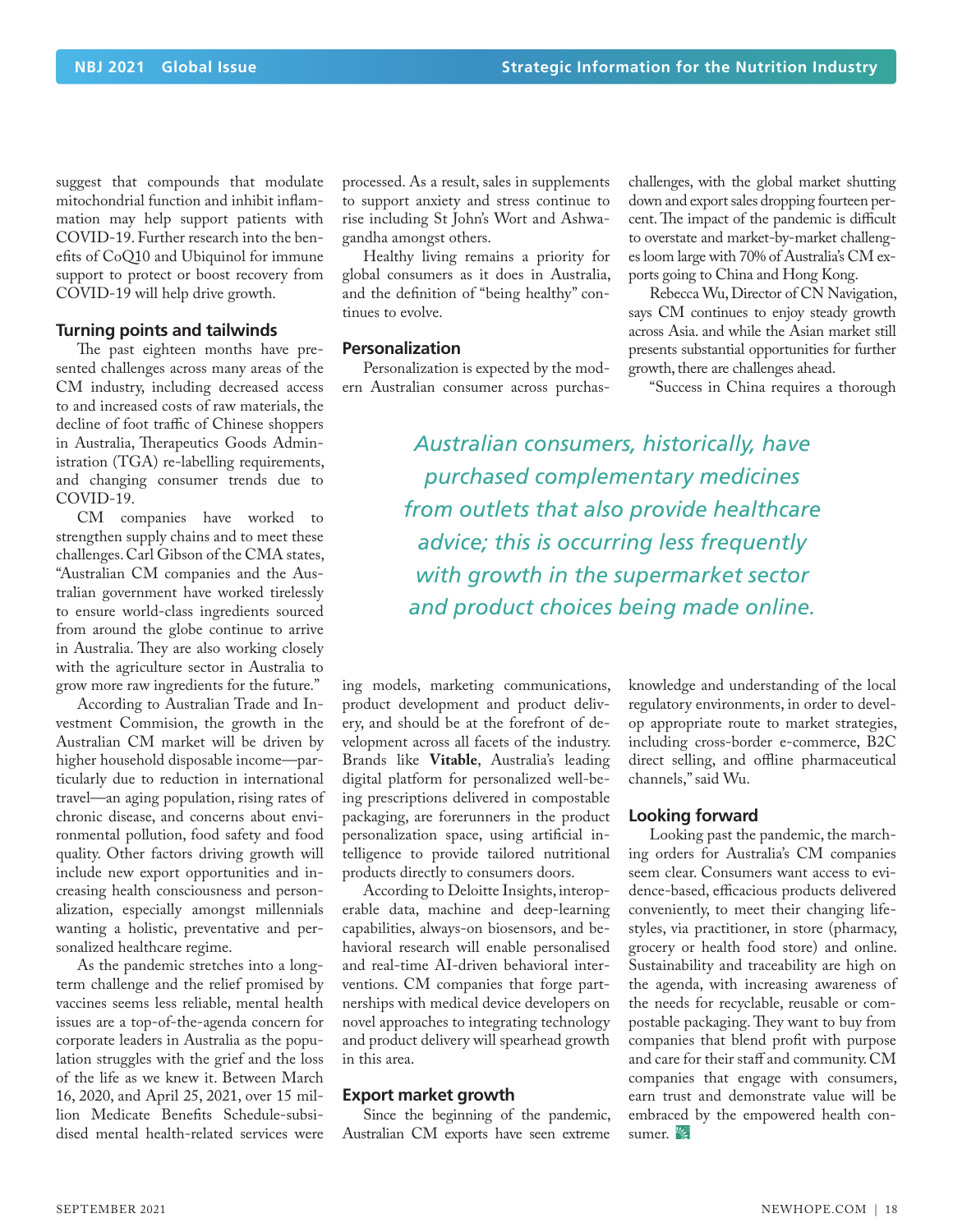suggest that compounds that modulate mitochondrial function and inhibit inflammation may help support patients with COVID-19. Further research into the benefits of CoQ10 and Ubiquinol for immune support to protect or boost recovery from COVID-19 will help drive growth.

### Turning points and tailwinds

The past eighteen months have presented challenges across many areas of the CM industry, including decreased access to and increased costs of raw materials, the decline of foot traffic of Chinese shoppers in Australia, Therapeutics Goods Administration (TGA) re-labelling requirements, and changing consumer trends due to COVID-19.

CM companies have worked to strengthen supply chains and to meet these challenges. Carl Gibson of the CMA states, "Australian CM companies and the Australian government have worked tirelessly to ensure world-class ingredients sourced from around the globe continue to arrive in Australia. They are also working closely with the agriculture sector in Australia to grow more raw ingredients for the future."

According to Australian Trade and Investment Commision, the growth in the Australian CM market will be driven by higher household disposable income—particularly due to reduction in international travel—an aging population, rising rates of chronic disease, and concerns about environmental pollution, food safety and food quality. Other factors driving growth will include new export opportunities and increasing health consciousness and personalization, especially amongst millennials wanting a holistic, preventative and personalized healthcare regime.

As the pandemic stretches into a long-term challenge and the relief promised by vaccines seems less reliable, mental health issues are a top-of-the-agenda concern for corporate leaders in Australia as the population struggles with the grief and the loss of the life as we knew it. Between March 16, 2020, and April 25, 2021, over 15 million Medicate Benefits Schedule-subsidised mental health-related services were processed. As a result, sales in supplements to support anxiety and stress continue to rise including St John's Wort and Ashwagandha amongst others.

Healthy living remains a priority for global consumers as it does in Australia, and the definition of "being healthy" continues to evolve.

### Personalization

Personalization is expected by the modern Australian consumer across purchasing models, marketing communications, product development and product delivery, and should be at the forefront of development across all facets of the industry. Brands like **Vitable**, Australia's leading digital platform for personalized well-being prescriptions delivered in compostable packaging, are forerunners in the product personalization space, using artificial intelligence to provide tailored nutritional products directly to consumers doors.

According to Deloitte Insights, interoperable data, machine and deep-learning capabilities, always-on biosensors, and behavioral research will enable personalised and real-time AI-driven behavioral interventions. CM companies that forge partnerships with medical device developers on novel approaches to integrating technology and product delivery will spearhead growth in this area.

*Australian consumers, historically, have purchased complementary medicines from outlets that also provide healthcare advice; this is occurring less frequently with growth in the supermarket sector and product choices being made online.*

### Export market growth

Since the beginning of the pandemic, Australian CM exports have seen extreme challenges, with the global market shutting down and export sales dropping fourteen percent. The impact of the pandemic is difficult to overstate and market-by-market challenges loom large with 70% of Australia's CM exports going to China and Hong Kong.

Rebecca Wu, Director of CN Navigation, says CM continues to enjoy steady growth across Asia. and while the Asian market still presents substantial opportunities for further growth, there are challenges ahead.

"Success in China requires a thorough knowledge and understanding of the local regulatory environments, in order to develop appropriate route to market strategies, including cross-border e-commerce, B2C direct selling, and offline pharmaceutical channels," said Wu.

### Looking forward

Looking past the pandemic, the marching orders for Australia's CM companies seem clear. Consumers want access to evidence-based, efficacious products delivered conveniently, to meet their changing lifestyles, via practitioner, in store (pharmacy, grocery or health food store) and online. Sustainability and traceability are high on the agenda, with increasing awareness of the needs for recyclable, reusable or compostable packaging. They want to buy from companies that blend profit with purpose and care for their staff and community. CM companies that engage with consumers, earn trust and demonstrate value will be embraced by the empowered health consumer.